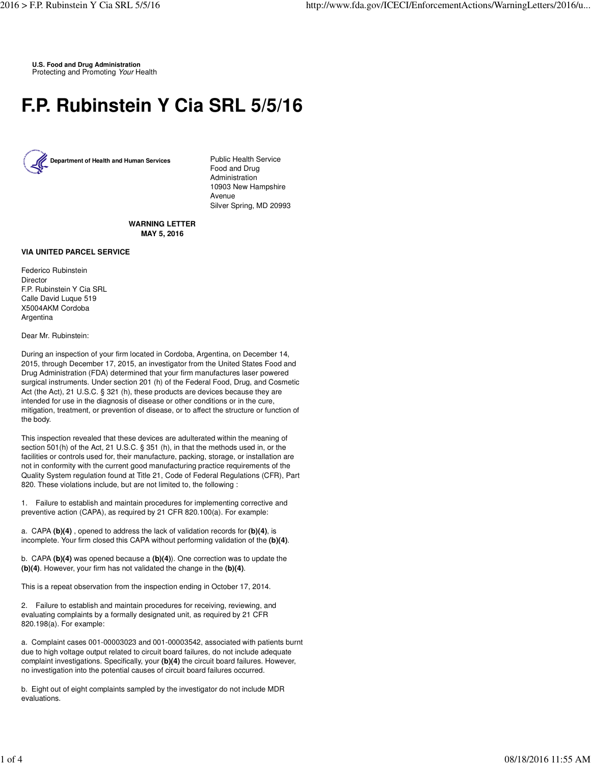U.S. Food and Drug Administration
Protecting and Promoting *Your* Health

# F.P. Rubinstein Y Cia SRL 5/5/16

**Department of Health and Human Services**

Public Health Service
Food and Drug Administration
10903 New Hampshire Avenue
Silver Spring, MD 20993

**WARNING LETTER**
**MAY 5, 2016**

**VIA UNITED PARCEL SERVICE**

Federico Rubinstein
Director
F.P. Rubinstein Y Cia SRL
Calle David Luque 519
X5004AKM Cordoba
Argentina

Dear Mr. Rubinstein:

During an inspection of your firm located in Cordoba, Argentina, on December 14, 2015, through December 17, 2015, an investigator from the United States Food and Drug Administration (FDA) determined that your firm manufactures laser powered surgical instruments. Under section 201 (h) of the Federal Food, Drug, and Cosmetic Act (the Act), 21 U.S.C. § 321 (h), these products are devices because they are intended for use in the diagnosis of disease or other conditions or in the cure, mitigation, treatment, or prevention of disease, or to affect the structure or function of the body.

This inspection revealed that these devices are adulterated within the meaning of section 501(h) of the Act, 21 U.S.C. § 351 (h), in that the methods used in, or the facilities or controls used for, their manufacture, packing, storage, or installation are not in conformity with the current good manufacturing practice requirements of the Quality System regulation found at Title 21, Code of Federal Regulations (CFR), Part 820. These violations include, but are not limited to, the following :

1. Failure to establish and maintain procedures for implementing corrective and preventive action (CAPA), as required by 21 CFR 820.100(a). For example:

a. CAPA **(b)(4)** , opened to address the lack of validation records for **(b)(4)**, is incomplete. Your firm closed this CAPA without performing validation of the **(b)(4)**.

b. CAPA **(b)(4)** was opened because a **(b)(4)**). One correction was to update the **(b)(4)**. However, your firm has not validated the change in the **(b)(4)**.

This is a repeat observation from the inspection ending in October 17, 2014.

2. Failure to establish and maintain procedures for receiving, reviewing, and evaluating complaints by a formally designated unit, as required by 21 CFR 820.198(a). For example:

a. Complaint cases 001-00003023 and 001-00003542, associated with patients burnt due to high voltage output related to circuit board failures, do not include adequate complaint investigations. Specifically, your **(b)(4)** the circuit board failures. However, no investigation into the potential causes of circuit board failures occurred.

b. Eight out of eight complaints sampled by the investigator do not include MDR evaluations.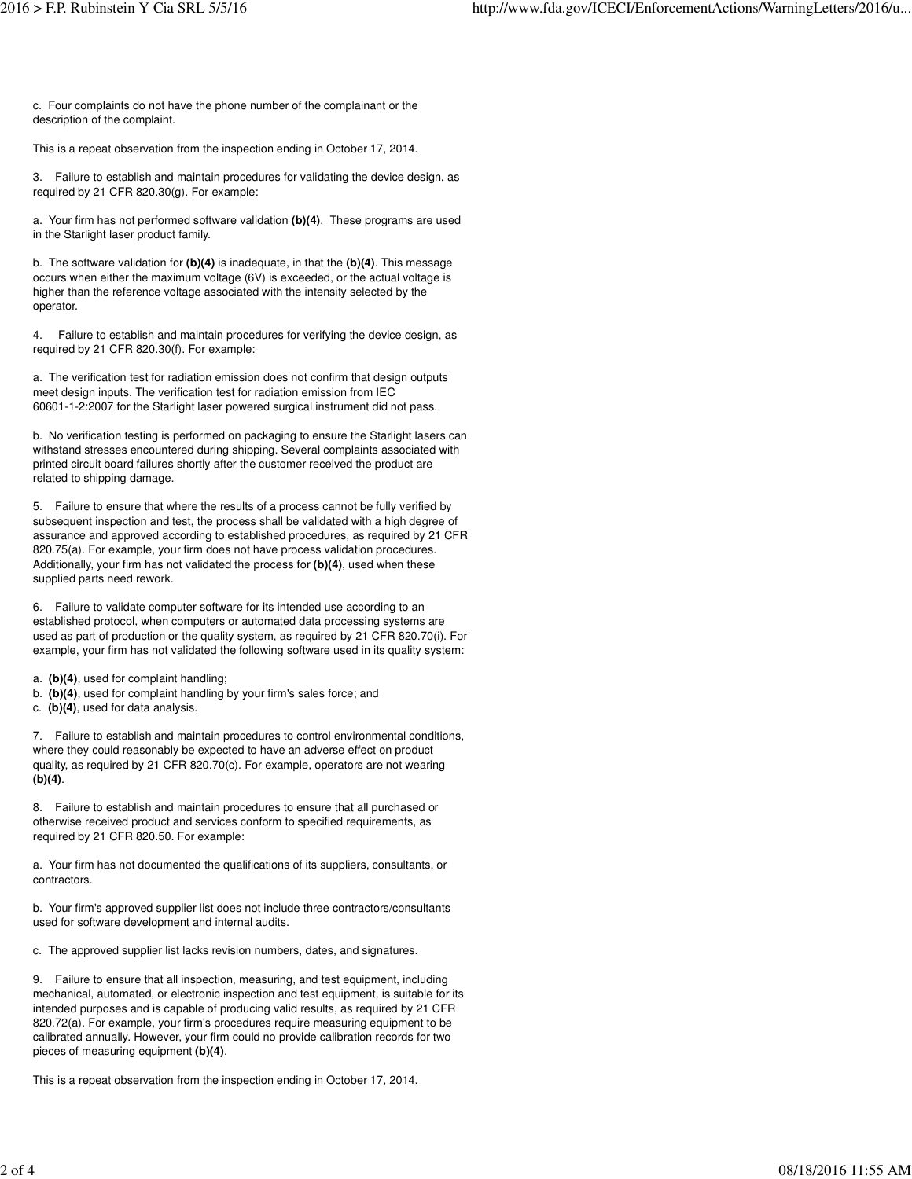c. Four complaints do not have the phone number of the complainant or the description of the complaint.

This is a repeat observation from the inspection ending in October 17, 2014.

3. Failure to establish and maintain procedures for validating the device design, as required by 21 CFR 820.30(g). For example:

a. Your firm has not performed software validation **(b)(4)**. These programs are used in the Starlight laser product family.

b. The software validation for **(b)(4)** is inadequate, in that the **(b)(4)**. This message occurs when either the maximum voltage (6V) is exceeded, or the actual voltage is higher than the reference voltage associated with the intensity selected by the operator.

4. Failure to establish and maintain procedures for verifying the device design, as required by 21 CFR 820.30(f). For example:

a. The verification test for radiation emission does not confirm that design outputs meet design inputs. The verification test for radiation emission from IEC 60601-1-2:2007 for the Starlight laser powered surgical instrument did not pass.

b. No verification testing is performed on packaging to ensure the Starlight lasers can withstand stresses encountered during shipping. Several complaints associated with printed circuit board failures shortly after the customer received the product are related to shipping damage.

5. Failure to ensure that where the results of a process cannot be fully verified by subsequent inspection and test, the process shall be validated with a high degree of assurance and approved according to established procedures, as required by 21 CFR 820.75(a). For example, your firm does not have process validation procedures. Additionally, your firm has not validated the process for **(b)(4)**, used when these supplied parts need rework.

6. Failure to validate computer software for its intended use according to an established protocol, when computers or automated data processing systems are used as part of production or the quality system, as required by 21 CFR 820.70(i). For example, your firm has not validated the following software used in its quality system:

a. **(b)(4)**, used for complaint handling;
b. **(b)(4)**, used for complaint handling by your firm's sales force; and
c. **(b)(4)**, used for data analysis.

7. Failure to establish and maintain procedures to control environmental conditions, where they could reasonably be expected to have an adverse effect on product quality, as required by 21 CFR 820.70(c). For example, operators are not wearing **(b)(4)**.

8. Failure to establish and maintain procedures to ensure that all purchased or otherwise received product and services conform to specified requirements, as required by 21 CFR 820.50. For example:

a. Your firm has not documented the qualifications of its suppliers, consultants, or contractors.

b. Your firm's approved supplier list does not include three contractors/consultants used for software development and internal audits.

c. The approved supplier list lacks revision numbers, dates, and signatures.

9. Failure to ensure that all inspection, measuring, and test equipment, including mechanical, automated, or electronic inspection and test equipment, is suitable for its intended purposes and is capable of producing valid results, as required by 21 CFR 820.72(a). For example, your firm's procedures require measuring equipment to be calibrated annually. However, your firm could no provide calibration records for two pieces of measuring equipment **(b)(4)**.

This is a repeat observation from the inspection ending in October 17, 2014.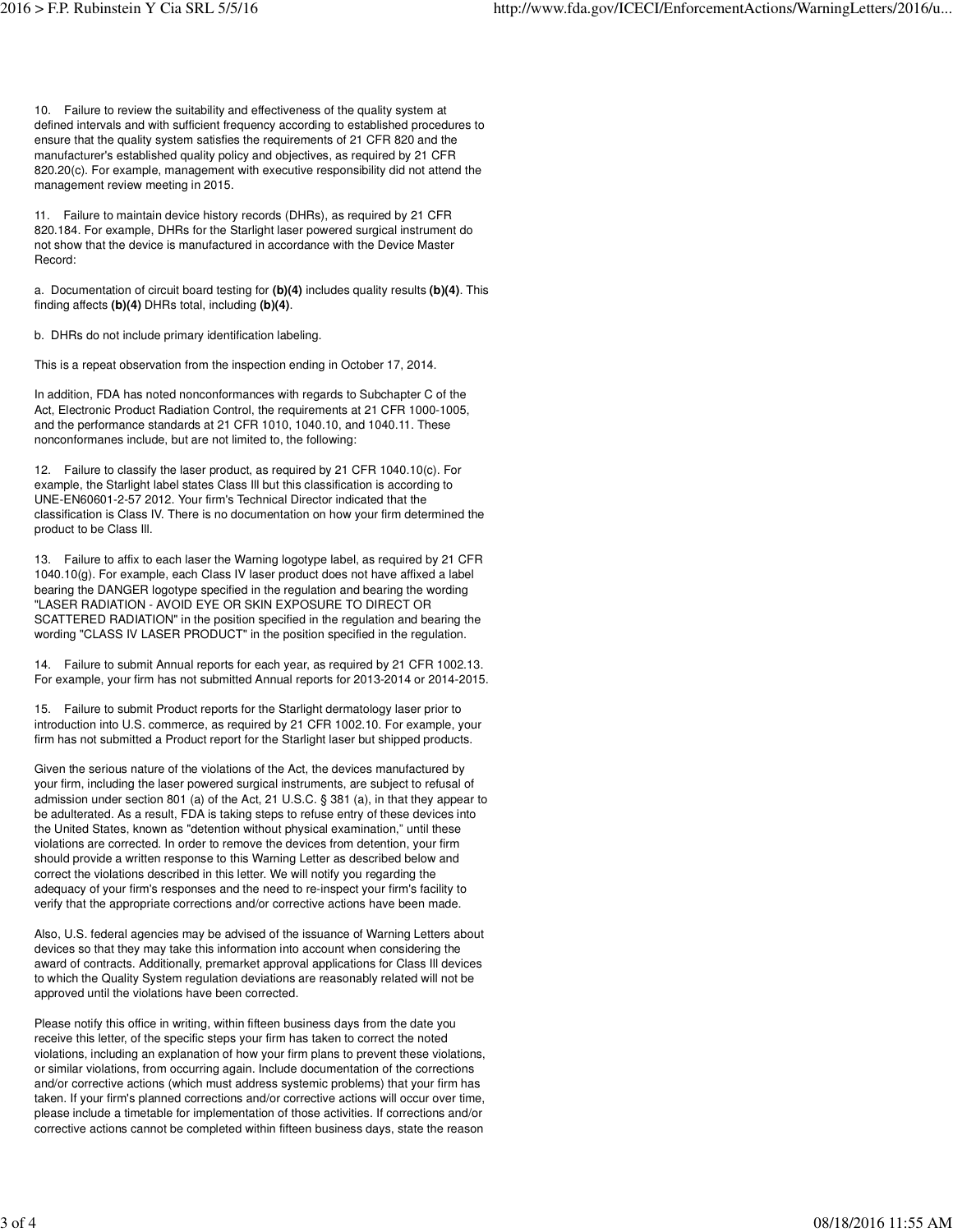10. Failure to review the suitability and effectiveness of the quality system at defined intervals and with sufficient frequency according to established procedures to ensure that the quality system satisfies the requirements of 21 CFR 820 and the manufacturer's established quality policy and objectives, as required by 21 CFR 820.20(c). For example, management with executive responsibility did not attend the management review meeting in 2015.

11. Failure to maintain device history records (DHRs), as required by 21 CFR 820.184. For example, DHRs for the Starlight laser powered surgical instrument do not show that the device is manufactured in accordance with the Device Master Record:

a. Documentation of circuit board testing for **(b)(4)** includes quality results **(b)(4)**. This finding affects **(b)(4)** DHRs total, including **(b)(4)**.

b. DHRs do not include primary identification labeling.

This is a repeat observation from the inspection ending in October 17, 2014.

In addition, FDA has noted nonconformances with regards to Subchapter C of the Act, Electronic Product Radiation Control, the requirements at 21 CFR 1000-1005, and the performance standards at 21 CFR 1010, 1040.10, and 1040.11. These nonconformanes include, but are not limited to, the following:

12. Failure to classify the laser product, as required by 21 CFR 1040.10(c). For example, the Starlight label states Class III but this classification is according to UNE-EN60601-2-57 2012. Your firm's Technical Director indicated that the classification is Class IV. There is no documentation on how your firm determined the product to be Class III.

13. Failure to affix to each laser the Warning logotype label, as required by 21 CFR 1040.10(g). For example, each Class IV laser product does not have affixed a label bearing the DANGER logotype specified in the regulation and bearing the wording "LASER RADIATION - AVOID EYE OR SKIN EXPOSURE TO DIRECT OR SCATTERED RADIATION" in the position specified in the regulation and bearing the wording "CLASS IV LASER PRODUCT" in the position specified in the regulation.

14. Failure to submit Annual reports for each year, as required by 21 CFR 1002.13. For example, your firm has not submitted Annual reports for 2013-2014 or 2014-2015.

15. Failure to submit Product reports for the Starlight dermatology laser prior to introduction into U.S. commerce, as required by 21 CFR 1002.10. For example, your firm has not submitted a Product report for the Starlight laser but shipped products.

Given the serious nature of the violations of the Act, the devices manufactured by your firm, including the laser powered surgical instruments, are subject to refusal of admission under section 801 (a) of the Act, 21 U.S.C. § 381 (a), in that they appear to be adulterated. As a result, FDA is taking steps to refuse entry of these devices into the United States, known as "detention without physical examination," until these violations are corrected. In order to remove the devices from detention, your firm should provide a written response to this Warning Letter as described below and correct the violations described in this letter. We will notify you regarding the adequacy of your firm's responses and the need to re-inspect your firm's facility to verify that the appropriate corrections and/or corrective actions have been made.

Also, U.S. federal agencies may be advised of the issuance of Warning Letters about devices so that they may take this information into account when considering the award of contracts. Additionally, premarket approval applications for Class III devices to which the Quality System regulation deviations are reasonably related will not be approved until the violations have been corrected.

Please notify this office in writing, within fifteen business days from the date you receive this letter, of the specific steps your firm has taken to correct the noted violations, including an explanation of how your firm plans to prevent these violations, or similar violations, from occurring again. Include documentation of the corrections and/or corrective actions (which must address systemic problems) that your firm has taken. If your firm's planned corrections and/or corrective actions will occur over time, please include a timetable for implementation of those activities. If corrections and/or corrective actions cannot be completed within fifteen business days, state the reason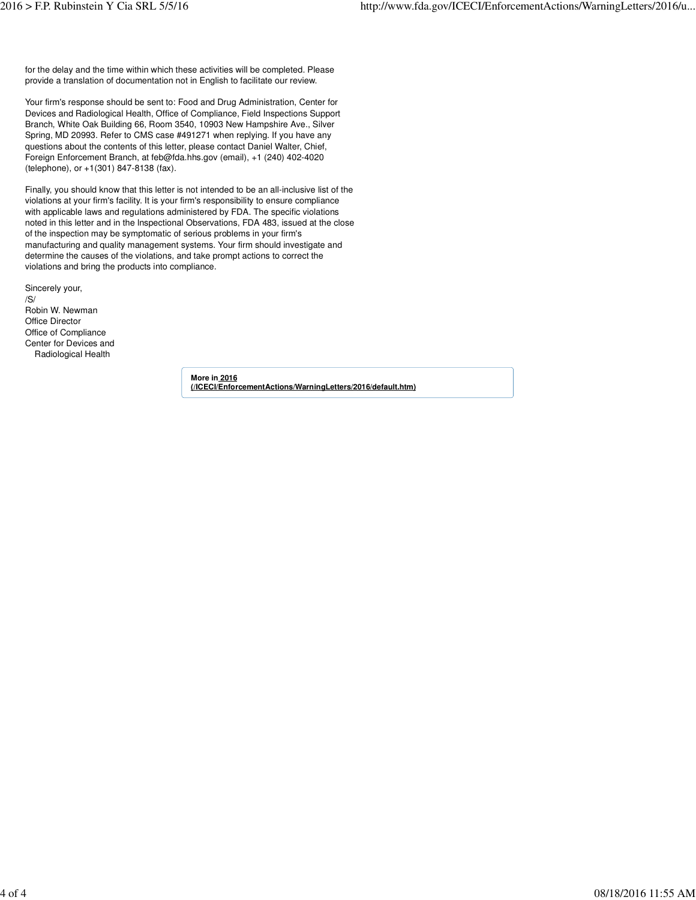for the delay and the time within which these activities will be completed. Please provide a translation of documentation not in English to facilitate our review.

Your firm's response should be sent to: Food and Drug Administration, Center for Devices and Radiological Health, Office of Compliance, Field Inspections Support Branch, White Oak Building 66, Room 3540, 10903 New Hampshire Ave., Silver Spring, MD 20993. Refer to CMS case #491271 when replying. If you have any questions about the contents of this letter, please contact Daniel Walter, Chief, Foreign Enforcement Branch, at feb@fda.hhs.gov (email), +1 (240) 402-4020 (telephone), or +1(301) 847-8138 (fax).

Finally, you should know that this letter is not intended to be an all-inclusive list of the violations at your firm's facility. It is your firm's responsibility to ensure compliance with applicable laws and regulations administered by FDA. The specific violations noted in this letter and in the Inspectional Observations, FDA 483, issued at the close of the inspection may be symptomatic of serious problems in your firm's manufacturing and quality management systems. Your firm should investigate and determine the causes of the violations, and take prompt actions to correct the violations and bring the products into compliance.

Sincerely your,
/S/
Robin W. Newman
Office Director
Office of Compliance
Center for Devices and
Radiological Health

**More in 2016 (/ICECI/EnforcementActions/WarningLetters/2016/default.htm)**